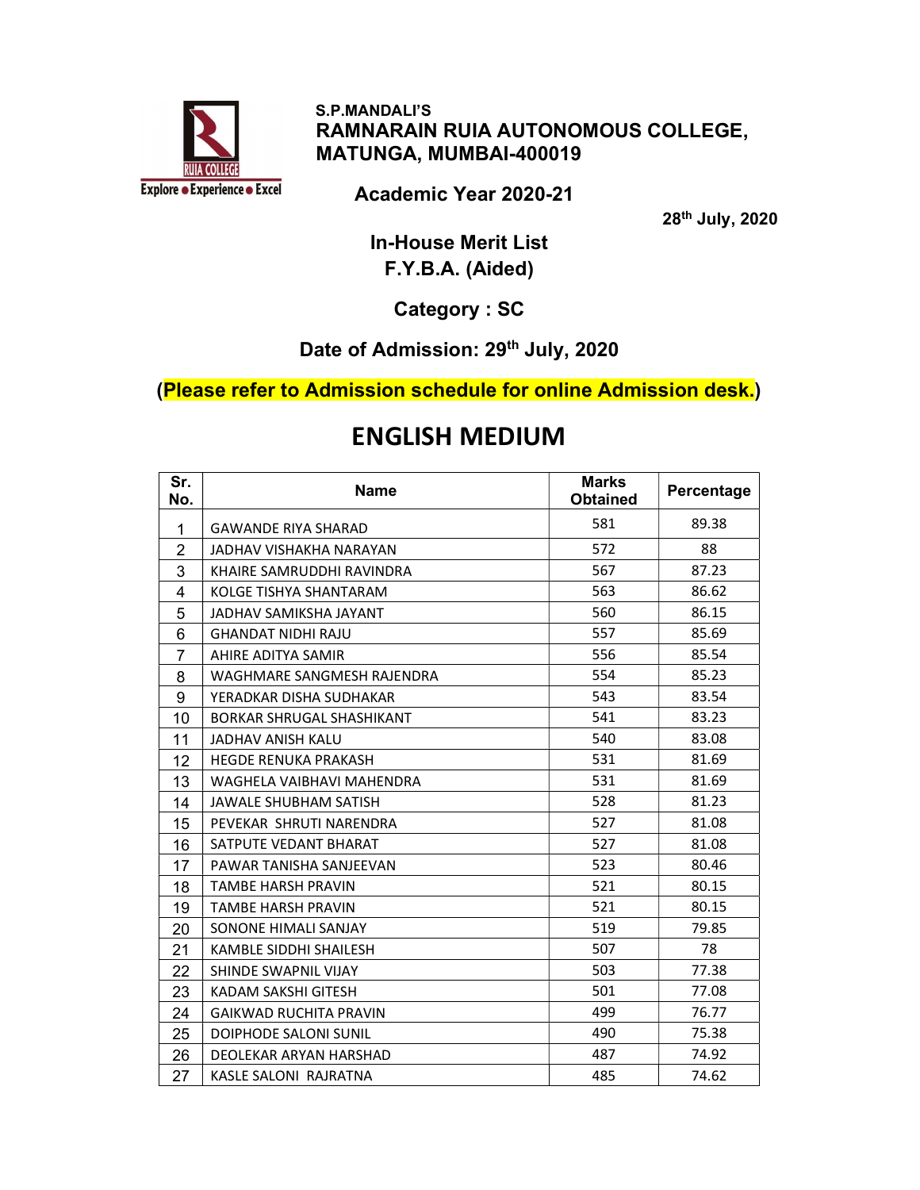S.P.MANDALI'S

**RAMNARAIN RUIA AUTONOMOUS COLLEGE, MATUNGA, MUMBAI-400019**

**Academic Year 2020-21**

**28th July, 2020**

**In-House Merit List**
**F.Y.B.A. (Aided)**

**Category : SC**

**Date of Admission: 29th July, 2020**

**(Please refer to Admission schedule for online Admission desk.)**

# ENGLISH MEDIUM

| Sr. No. | Name | Marks Obtained | Percentage |
|---|---|---|---|
| 1 | GAWANDE RIYA SHARAD | 581 | 89.38 |
| 2 | JADHAV VISHAKHA NARAYAN | 572 | 88 |
| 3 | KHAIRE SAMRUDDHI RAVINDRA | 567 | 87.23 |
| 4 | KOLGE TISHYA SHANTARAM | 563 | 86.62 |
| 5 | JADHAV SAMIKSHA JAYANT | 560 | 86.15 |
| 6 | GHANDAT NIDHI RAJU | 557 | 85.69 |
| 7 | AHIRE ADITYA SAMIR | 556 | 85.54 |
| 8 | WAGHMARE SANGMESH RAJENDRA | 554 | 85.23 |
| 9 | YERADKAR DISHA SUDHAKAR | 543 | 83.54 |
| 10 | BORKAR SHRUGAL SHASHIKANT | 541 | 83.23 |
| 11 | JADHAV ANISH KALU | 540 | 83.08 |
| 12 | HEGDE RENUKA PRAKASH | 531 | 81.69 |
| 13 | WAGHELA VAIBHAVI MAHENDRA | 531 | 81.69 |
| 14 | JAWALE SHUBHAM SATISH | 528 | 81.23 |
| 15 | PEVEKAR SHRUTI NARENDRA | 527 | 81.08 |
| 16 | SATPUTE VEDANT BHARAT | 527 | 81.08 |
| 17 | PAWAR TANISHA SANJEEVAN | 523 | 80.46 |
| 18 | TAMBE HARSH PRAVIN | 521 | 80.15 |
| 19 | TAMBE HARSH PRAVIN | 521 | 80.15 |
| 20 | SONONE HIMALI SANJAY | 519 | 79.85 |
| 21 | KAMBLE SIDDHI SHAILESH | 507 | 78 |
| 22 | SHINDE SWAPNIL VIJAY | 503 | 77.38 |
| 23 | KADAM SAKSHI GITESH | 501 | 77.08 |
| 24 | GAIKWAD RUCHITA PRAVIN | 499 | 76.77 |
| 25 | DOIPHODE SALONI SUNIL | 490 | 75.38 |
| 26 | DEOLEKAR ARYAN HARSHAD | 487 | 74.92 |
| 27 | KASLE SALONI RAJRATNA | 485 | 74.62 |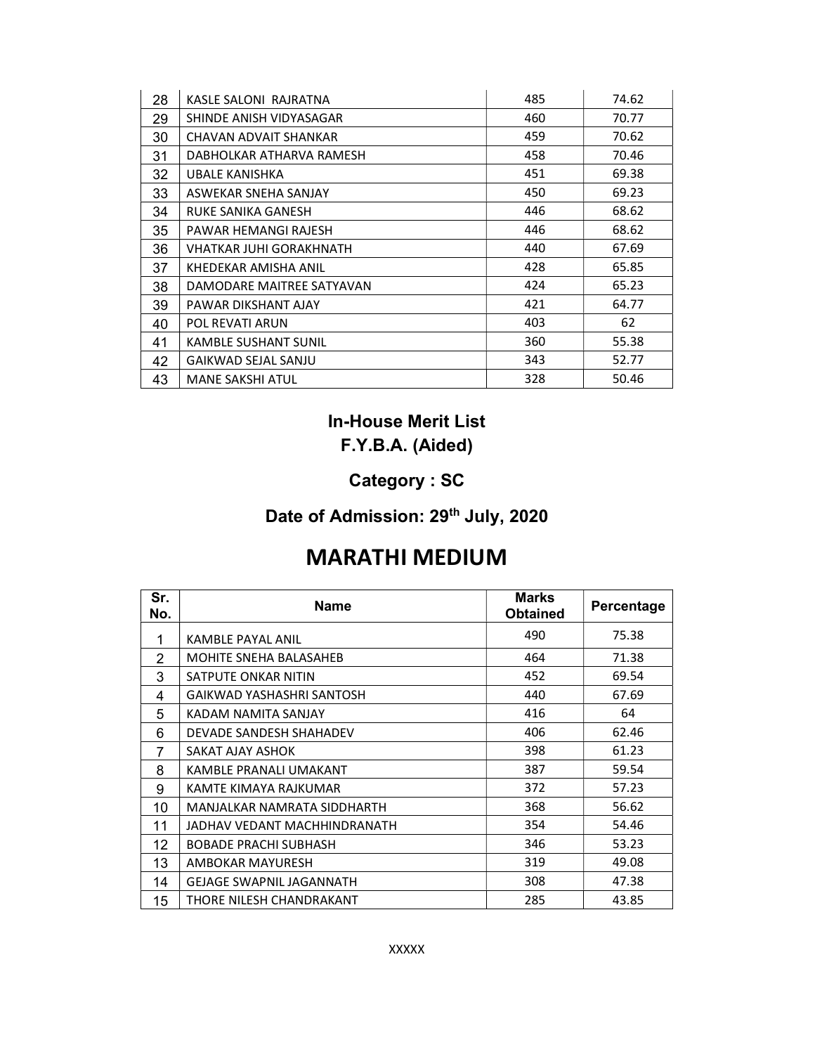| | | | |
|---|---|---|---|
| 28 | KASLE SALONI RAJRATNA | 485 | 74.62 |
| 29 | SHINDE ANISH VIDYASAGAR | 460 | 70.77 |
| 30 | CHAVAN ADVAIT SHANKAR | 459 | 70.62 |
| 31 | DABHOLKAR ATHARVA RAMESH | 458 | 70.46 |
| 32 | UBALE KANISHKA | 451 | 69.38 |
| 33 | ASWEKAR SNEHA SANJAY | 450 | 69.23 |
| 34 | RUKE SANIKA GANESH | 446 | 68.62 |
| 35 | PAWAR HEMANGI RAJESH | 446 | 68.62 |
| 36 | VHATKAR JUHI GORAKHNATH | 440 | 67.69 |
| 37 | KHEDEKAR AMISHA ANIL | 428 | 65.85 |
| 38 | DAMODARE MAITREE SATYAVAN | 424 | 65.23 |
| 39 | PAWAR DIKSHANT AJAY | 421 | 64.77 |
| 40 | POL REVATI ARUN | 403 | 62 |
| 41 | KAMBLE SUSHANT SUNIL | 360 | 55.38 |
| 42 | GAIKWAD SEJAL SANJU | 343 | 52.77 |
| 43 | MANE SAKSHI ATUL | 328 | 50.46 |

## In-House Merit List
## F.Y.B.A. (Aided)

## Category : SC

## Date of Admission: 29th July, 2020

# MARATHI MEDIUM

| Sr. No. | Name | Marks Obtained | Percentage |
|---|---|---|---|
| 1 | KAMBLE PAYAL ANIL | 490 | 75.38 |
| 2 | MOHITE SNEHA BALASAHEB | 464 | 71.38 |
| 3 | SATPUTE ONKAR NITIN | 452 | 69.54 |
| 4 | GAIKWAD YASHASHRI SANTOSH | 440 | 67.69 |
| 5 | KADAM NAMITA SANJAY | 416 | 64 |
| 6 | DEVADE SANDESH SHAHADEV | 406 | 62.46 |
| 7 | SAKAT AJAY ASHOK | 398 | 61.23 |
| 8 | KAMBLE PRANALI UMAKANT | 387 | 59.54 |
| 9 | KAMTE KIMAYA RAJKUMAR | 372 | 57.23 |
| 10 | MANJALKAR NAMRATA SIDDHARTH | 368 | 56.62 |
| 11 | JADHAV VEDANT MACHHINDRANATH | 354 | 54.46 |
| 12 | BOBADE PRACHI SUBHASH | 346 | 53.23 |
| 13 | AMBOKAR MAYURESH | 319 | 49.08 |
| 14 | GEJAGE SWAPNIL JAGANNATH | 308 | 47.38 |
| 15 | THORE NILESH CHANDRAKANT | 285 | 43.85 |

XXXXX